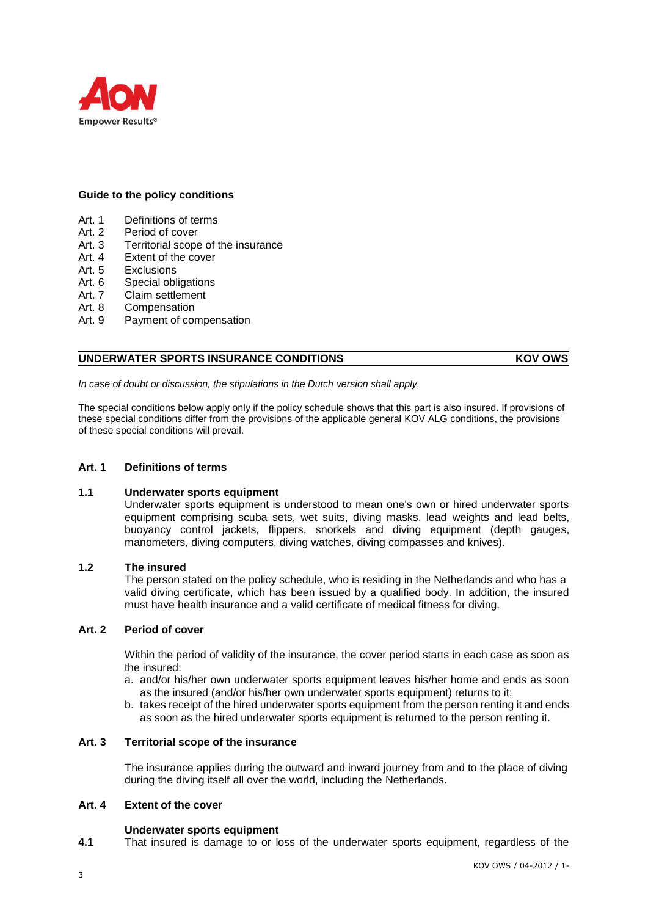AON
Empower Results®

## Guide to the policy conditions

- Art. 1 Definitions of terms
- Art. 2 Period of cover
- Art. 3 Territorial scope of the insurance
- Art. 4 Extent of the cover
- Art. 5 Exclusions
- Art. 6 Special obligations
- Art. 7 Claim settlement
- Art. 8 Compensation
- Art. 9 Payment of compensation

# UNDERWATER SPORTS INSURANCE CONDITIONS — KOV OWS

*In case of doubt or discussion, the stipulations in the Dutch version shall apply.*

The special conditions below apply only if the policy schedule shows that this part is also insured. If provisions of these special conditions differ from the provisions of the applicable general KOV ALG conditions, the provisions of these special conditions will prevail.

## Art. 1 Definitions of terms

### 1.1 Underwater sports equipment

Underwater sports equipment is understood to mean one's own or hired underwater sports equipment comprising scuba sets, wet suits, diving masks, lead weights and lead belts, buoyancy control jackets, flippers, snorkels and diving equipment (depth gauges, manometers, diving computers, diving watches, diving compasses and knives).

### 1.2 The insured

The person stated on the policy schedule, who is residing in the Netherlands and who has a valid diving certificate, which has been issued by a qualified body. In addition, the insured must have health insurance and a valid certificate of medical fitness for diving.

## Art. 2 Period of cover

Within the period of validity of the insurance, the cover period starts in each case as soon as the insured:

a. and/or his/her own underwater sports equipment leaves his/her home and ends as soon as the insured (and/or his/her own underwater sports equipment) returns to it;
b. takes receipt of the hired underwater sports equipment from the person renting it and ends as soon as the hired underwater sports equipment is returned to the person renting it.

## Art. 3 Territorial scope of the insurance

The insurance applies during the outward and inward journey from and to the place of diving during the diving itself all over the world, including the Netherlands.

## Art. 4 Extent of the cover

### Underwater sports equipment

**4.1** That insured is damage to or loss of the underwater sports equipment, regardless of the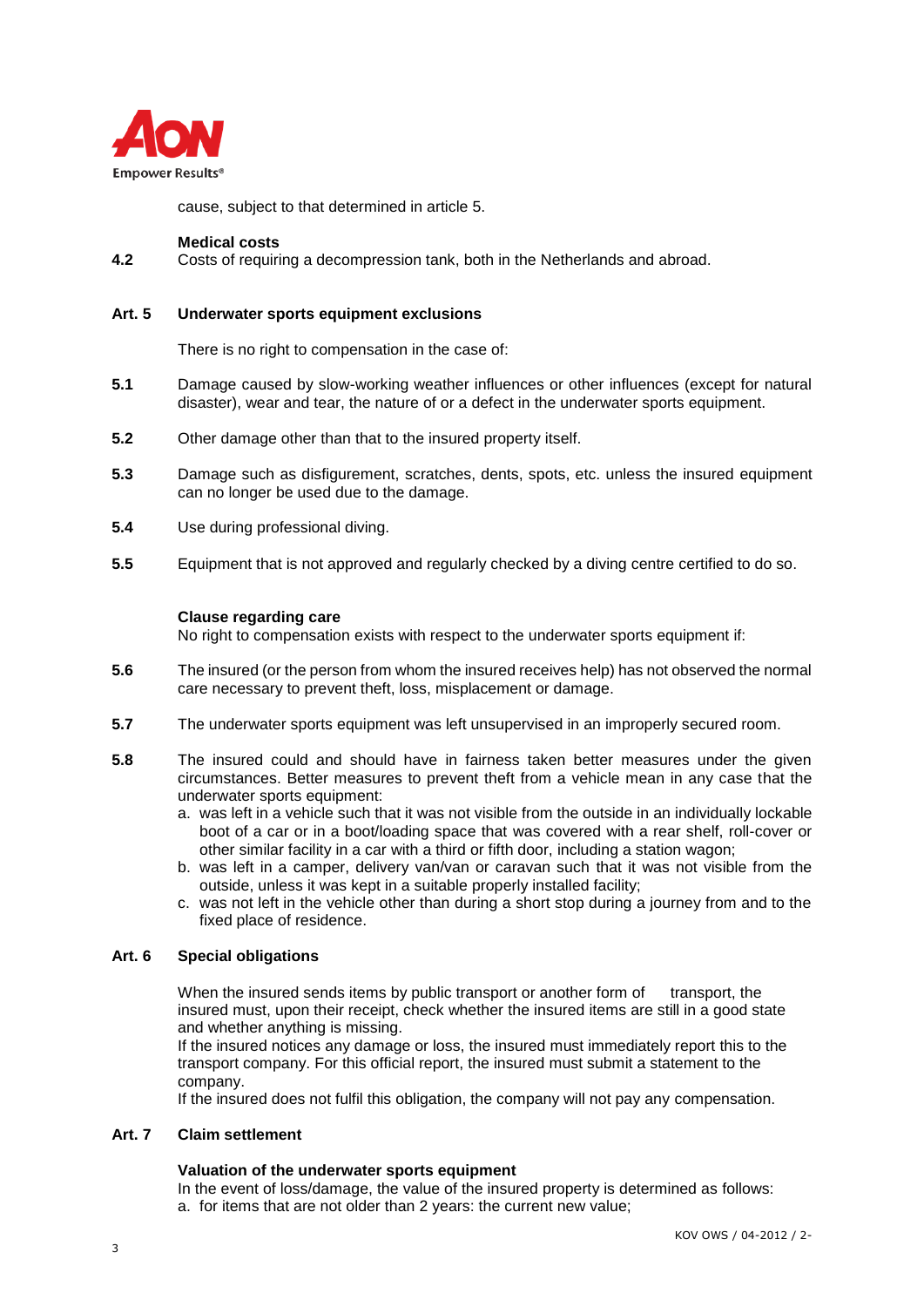cause, subject to that determined in article 5.

**Medical costs**

**4.2** Costs of requiring a decompression tank, both in the Netherlands and abroad.

## Art. 5 Underwater sports equipment exclusions

There is no right to compensation in the case of:

**5.1** Damage caused by slow-working weather influences or other influences (except for natural disaster), wear and tear, the nature of or a defect in the underwater sports equipment.

**5.2** Other damage other than that to the insured property itself.

**5.3** Damage such as disfigurement, scratches, dents, spots, etc. unless the insured equipment can no longer be used due to the damage.

**5.4** Use during professional diving.

**5.5** Equipment that is not approved and regularly checked by a diving centre certified to do so.

**Clause regarding care**

No right to compensation exists with respect to the underwater sports equipment if:

**5.6** The insured (or the person from whom the insured receives help) has not observed the normal care necessary to prevent theft, loss, misplacement or damage.

**5.7** The underwater sports equipment was left unsupervised in an improperly secured room.

**5.8** The insured could and should have in fairness taken better measures under the given circumstances. Better measures to prevent theft from a vehicle mean in any case that the underwater sports equipment:

a. was left in a vehicle such that it was not visible from the outside in an individually lockable boot of a car or in a boot/loading space that was covered with a rear shelf, roll-cover or other similar facility in a car with a third or fifth door, including a station wagon;
b. was left in a camper, delivery van/van or caravan such that it was not visible from the outside, unless it was kept in a suitable properly installed facility;
c. was not left in the vehicle other than during a short stop during a journey from and to the fixed place of residence.

## Art. 6 Special obligations

When the insured sends items by public transport or another form of transport, the insured must, upon their receipt, check whether the insured items are still in a good state and whether anything is missing.
If the insured notices any damage or loss, the insured must immediately report this to the transport company. For this official report, the insured must submit a statement to the company.
If the insured does not fulfil this obligation, the company will not pay any compensation.

## Art. 7 Claim settlement

**Valuation of the underwater sports equipment**

In the event of loss/damage, the value of the insured property is determined as follows:
a. for items that are not older than 2 years: the current new value;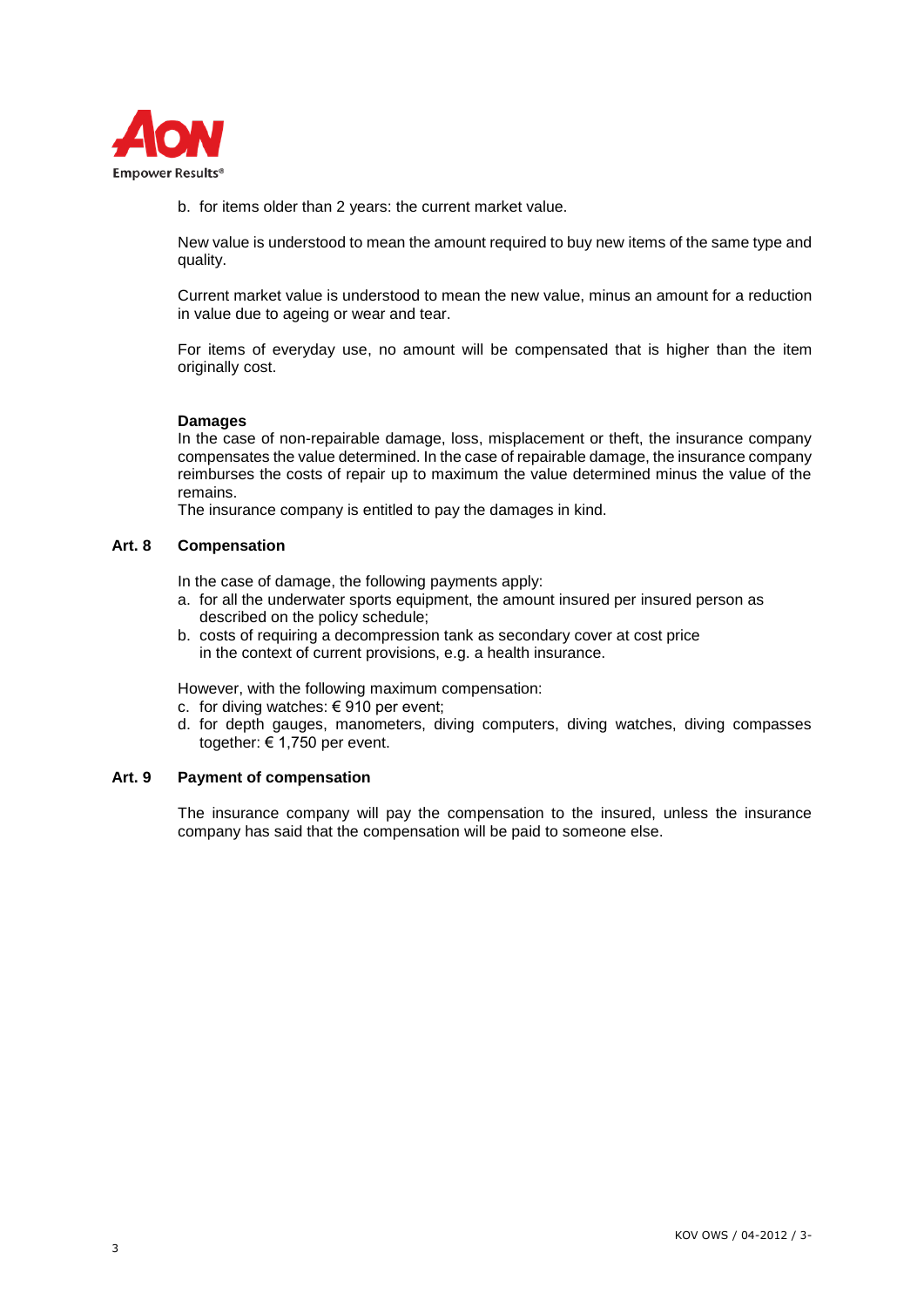b. for items older than 2 years: the current market value.

New value is understood to mean the amount required to buy new items of the same type and quality.

Current market value is understood to mean the new value, minus an amount for a reduction in value due to ageing or wear and tear.

For items of everyday use, no amount will be compensated that is higher than the item originally cost.

**Damages**

In the case of non-repairable damage, loss, misplacement or theft, the insurance company compensates the value determined. In the case of repairable damage, the insurance company reimburses the costs of repair up to maximum the value determined minus the value of the remains.

The insurance company is entitled to pay the damages in kind.

## Art. 8 Compensation

In the case of damage, the following payments apply:

a. for all the underwater sports equipment, the amount insured per insured person as described on the policy schedule;
b. costs of requiring a decompression tank as secondary cover at cost price in the context of current provisions, e.g. a health insurance.

However, with the following maximum compensation:

c. for diving watches: € 910 per event;
d. for depth gauges, manometers, diving computers, diving watches, diving compasses together: € 1,750 per event.

## Art. 9 Payment of compensation

The insurance company will pay the compensation to the insured, unless the insurance company has said that the compensation will be paid to someone else.